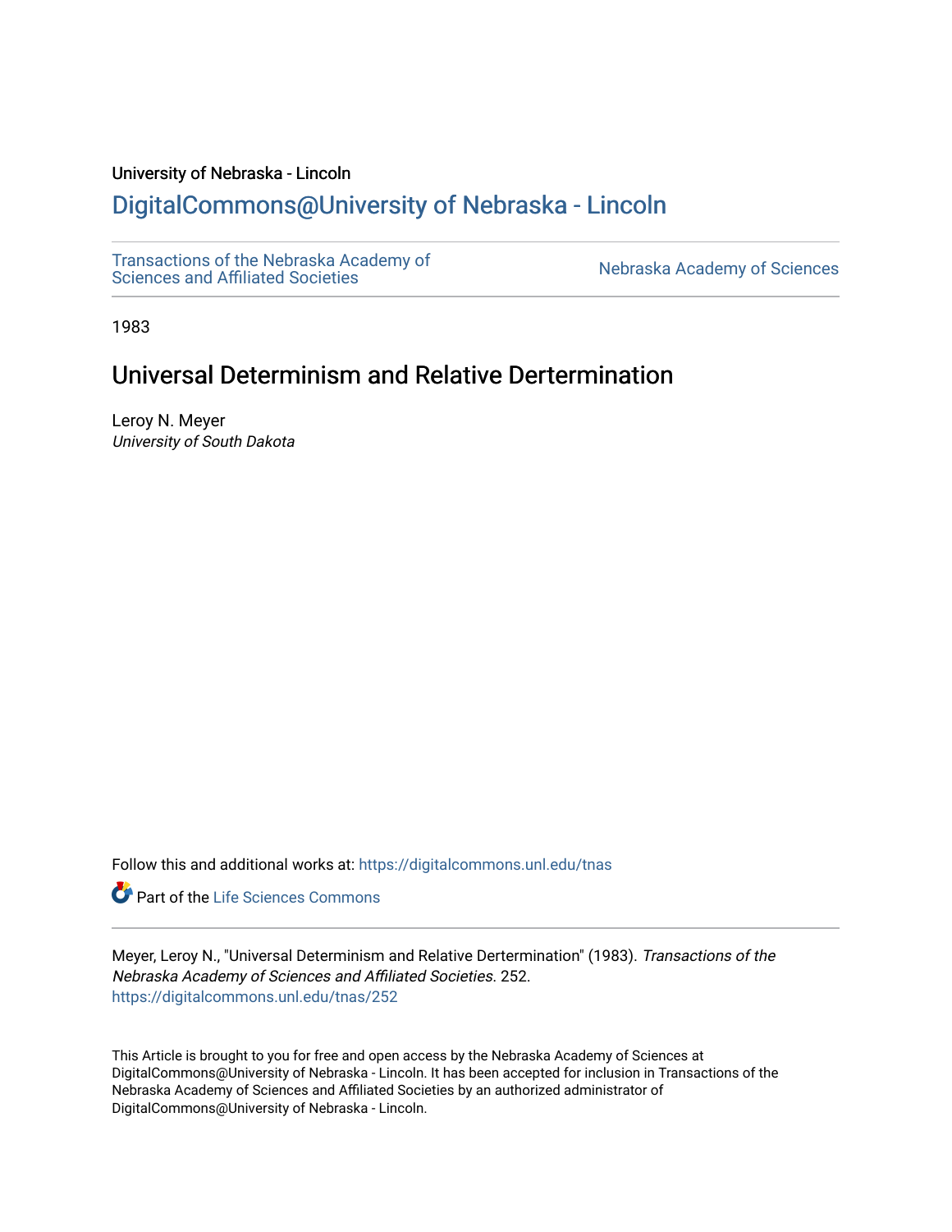University of Nebraska - Lincoln

# DigitalCommons@University of Nebraska - Lincoln

Transactions of the Nebraska Academy of Sciences and Affiliated Societies

Nebraska Academy of Sciences

1983

## Universal Determinism and Relative Dertermination

Leroy N. Meyer
*University of South Dakota*

Follow this and additional works at: https://digitalcommons.unl.edu/tnas

Part of the Life Sciences Commons

Meyer, Leroy N., "Universal Determinism and Relative Dertermination" (1983). *Transactions of the Nebraska Academy of Sciences and Affiliated Societies*. 252.
https://digitalcommons.unl.edu/tnas/252

This Article is brought to you for free and open access by the Nebraska Academy of Sciences at DigitalCommons@University of Nebraska - Lincoln. It has been accepted for inclusion in Transactions of the Nebraska Academy of Sciences and Affiliated Societies by an authorized administrator of DigitalCommons@University of Nebraska - Lincoln.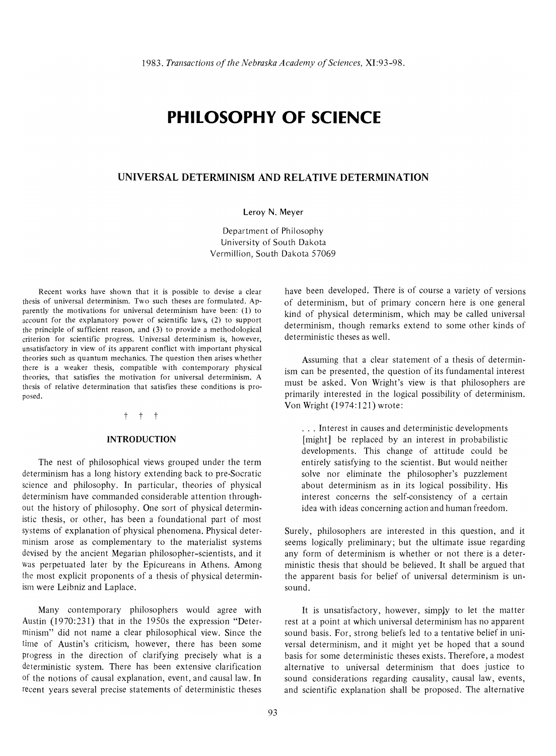# PHILOSOPHY OF SCIENCE

## UNIVERSAL DETERMINISM AND RELATIVE DETERMINATION

Leroy N. Meyer

Department of Philosophy
University of South Dakota
Vermillion, South Dakota 57069

Recent works have shown that it is possible to devise a clear thesis of universal determinism. Two such theses are formulated. Apparently the motivations for universal determinism have been: (1) to account for the explanatory power of scientific laws, (2) to support the principle of sufficient reason, and (3) to provide a methodological criterion for scientific progress. Universal determinism is, however, unsatisfactory in view of its apparent conflict with important physical theories such as quantum mechanics. The question then arises whether there is a weaker thesis, compatible with contemporary physical theories, that satisfies the motivation for universal determinism. A thesis of relative determination that satisfies these conditions is proposed.

† † †

### INTRODUCTION

The nest of philosophical views grouped under the term determinism has a long history extending back to pre-Socratic science and philosophy. In particular, theories of physical determinism have commanded considerable attention throughout the history of philosophy. One sort of physical deterministic thesis, or other, has been a foundational part of most systems of explanation of physical phenomena. Physical determinism arose as complementary to the materialist systems devised by the ancient Megarian philosopher-scientists, and it was perpetuated later by the Epicureans in Athens. Among the most explicit proponents of a thesis of physical determinism were Leibniz and Laplace.

Many contemporary philosophers would agree with Austin (1970:231) that in the 1950s the expression "Determinism" did not name a clear philosophical view. Since the time of Austin's criticism, however, there has been some progress in the direction of clarifying precisely what is a deterministic system. There has been extensive clarification of the notions of causal explanation, event, and causal law. In recent years several precise statements of deterministic theses have been developed. There is of course a variety of versions of determinism, but of primary concern here is one general kind of physical determinism, which may be called universal determinism, though remarks extend to some other kinds of deterministic theses as well.

Assuming that a clear statement of a thesis of determinism can be presented, the question of its fundamental interest must be asked. Von Wright's view is that philosophers are primarily interested in the logical possibility of determinism. Von Wright (1974:121) wrote:

> . . . Interest in causes and deterministic developments [might] be replaced by an interest in probabilistic developments. This change of attitude could be entirely satisfying to the scientist. But would neither solve nor eliminate the philosopher's puzzlement about determinism as in its logical possibility. His interest concerns the self-consistency of a certain idea with ideas concerning action and human freedom.

Surely, philosophers are interested in this question, and it seems logically preliminary; but the ultimate issue regarding any form of determinism is whether or not there is a deterministic thesis that should be believed. It shall be argued that the apparent basis for belief of universal determinism is unsound.

It is unsatisfactory, however, simply to let the matter rest at a point at which universal determinism has no apparent sound basis. For, strong beliefs led to a tentative belief in universal determinism, and it might yet be hoped that a sound basis for some deterministic theses exists. Therefore, a modest alternative to universal determinism that does justice to sound considerations regarding causality, causal law, events, and scientific explanation shall be proposed. The alternative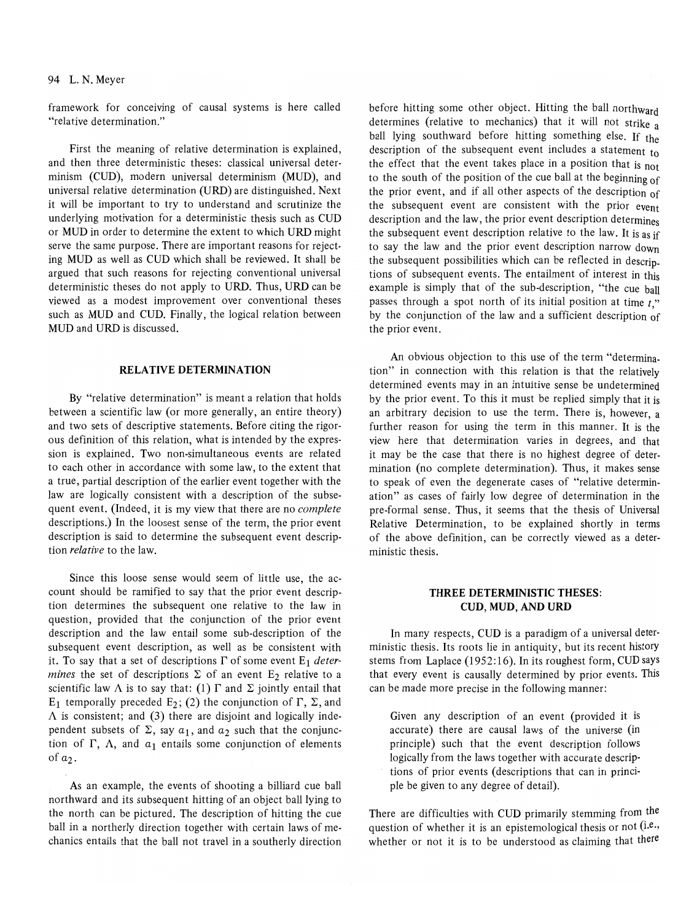framework for conceiving of causal systems is here called "relative determination."

First the meaning of relative determination is explained, and then three deterministic theses: classical universal determinism (CUD), modern universal determinism (MUD), and universal relative determination (URD) are distinguished. Next it will be important to try to understand and scrutinize the underlying motivation for a deterministic thesis such as CUD or MUD in order to determine the extent to which URD might serve the same purpose. There are important reasons for rejecting MUD as well as CUD which shall be reviewed. It shall be argued that such reasons for rejecting conventional universal deterministic theses do not apply to URD. Thus, URD can be viewed as a modest improvement over conventional theses such as MUD and CUD. Finally, the logical relation between MUD and URD is discussed.

## RELATIVE DETERMINATION

By "relative determination" is meant a relation that holds between a scientific law (or more generally, an entire theory) and two sets of descriptive statements. Before citing the rigorous definition of this relation, what is intended by the expression is explained. Two non-simultaneous events are related to each other in accordance with some law, to the extent that a true, partial description of the earlier event together with the law are logically consistent with a description of the subsequent event. (Indeed, it is my view that there are no *complete* descriptions.) In the loosest sense of the term, the prior event description is said to determine the subsequent event description *relative* to the law.

Since this loose sense would seem of little use, the account should be ramified to say that the prior event description determines the subsequent one relative to the law in question, provided that the conjunction of the prior event description and the law entail some sub-description of the subsequent event description, as well as be consistent with it. To say that a set of descriptions $\Gamma$ of some event $E_1$ *determines* the set of descriptions $\Sigma$ of an event $E_2$ relative to a scientific law $\Lambda$ is to say that: (1) $\Gamma$ and $\Sigma$ jointly entail that $E_1$ temporally preceded $E_2$; (2) the conjunction of $\Gamma$, $\Sigma$, and $\Lambda$ is consistent; and (3) there are disjoint and logically independent subsets of $\Sigma$, say $a_1$, and $a_2$ such that the conjunction of $\Gamma$, $\Lambda$, and $a_1$ entails some conjunction of elements of $a_2$.

As an example, the events of shooting a billiard cue ball northward and its subsequent hitting of an object ball lying to the north can be pictured. The description of hitting the cue ball in a northerly direction together with certain laws of mechanics entails that the ball not travel in a southerly direction before hitting some other object. Hitting the ball northward determines (relative to mechanics) that it will not strike a ball lying southward before hitting something else. If the description of the subsequent event includes a statement to the effect that the event takes place in a position that is not to the south of the position of the cue ball at the beginning of the prior event, and if all other aspects of the description of the subsequent event are consistent with the prior event description and the law, the prior event description determines the subsequent event description relative to the law. It is as if to say the law and the prior event description narrow down the subsequent possibilities which can be reflected in descriptions of subsequent events. The entailment of interest in this example is simply that of the sub-description, "the cue ball passes through a spot north of its initial position at time $t$," by the conjunction of the law and a sufficient description of the prior event.

An obvious objection to this use of the term "determination" in connection with this relation is that the relatively determined events may in an intuitive sense be undetermined by the prior event. To this it must be replied simply that it is an arbitrary decision to use the term. There is, however, a further reason for using the term in this manner. It is the view here that determination varies in degrees, and that it may be the case that there is no highest degree of determination (no complete determination). Thus, it makes sense to speak of even the degenerate cases of "relative determination" as cases of fairly low degree of determination in the pre-formal sense. Thus, it seems that the thesis of Universal Relative Determination, to be explained shortly in terms of the above definition, can be correctly viewed as a deterministic thesis.

## THREE DETERMINISTIC THESES: CUD, MUD, AND URD

In many respects, CUD is a paradigm of a universal deterministic thesis. Its roots lie in antiquity, but its recent history stems from Laplace (1952:16). In its roughest form, CUD says that every event is causally determined by prior events. This can be made more precise in the following manner:

> Given any description of an event (provided it is accurate) there are causal laws of the universe (in principle) such that the event description follows logically from the laws together with accurate descriptions of prior events (descriptions that can in principle be given to any degree of detail).

There are difficulties with CUD primarily stemming from the question of whether it is an epistemological thesis or not (i.e., whether or not it is to be understood as claiming that there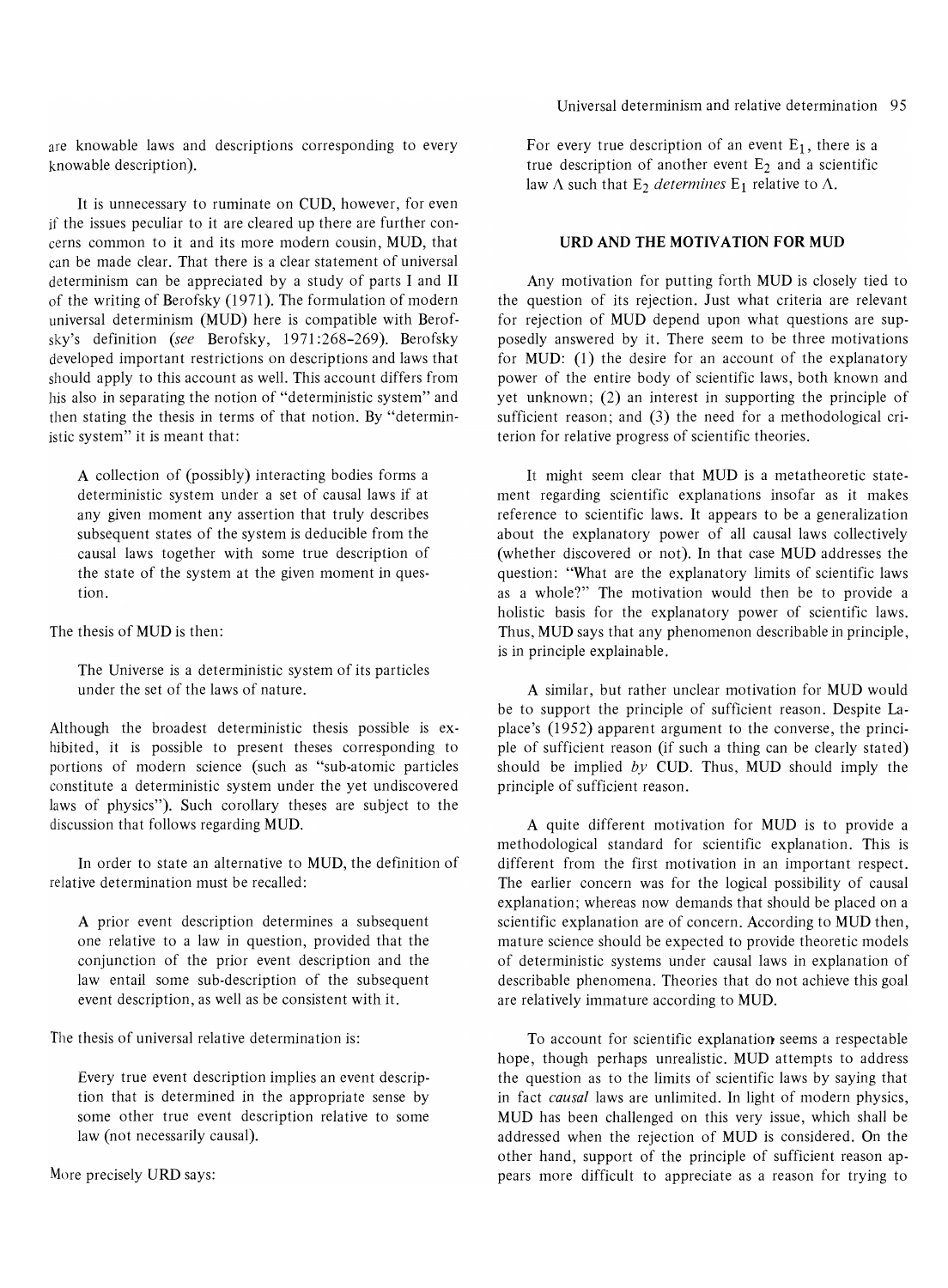are knowable laws and descriptions corresponding to every knowable description).

It is unnecessary to ruminate on CUD, however, for even if the issues peculiar to it are cleared up there are further concerns common to it and its more modern cousin, MUD, that can be made clear. That there is a clear statement of universal determinism can be appreciated by a study of parts I and II of the writing of Berofsky (1971). The formulation of modern universal determinism (MUD) here is compatible with Berofsky's definition (*see* Berofsky, 1971:268–269). Berofsky developed important restrictions on descriptions and laws that should apply to this account as well. This account differs from his also in separating the notion of "deterministic system" and then stating the thesis in terms of that notion. By "deterministic system" it is meant that:

> A collection of (possibly) interacting bodies forms a deterministic system under a set of causal laws if at any given moment any assertion that truly describes subsequent states of the system is deducible from the causal laws together with some true description of the state of the system at the given moment in question.

The thesis of MUD is then:

> The Universe is a deterministic system of its particles under the set of the laws of nature.

Although the broadest deterministic thesis possible is exhibited, it is possible to present theses corresponding to portions of modern science (such as "sub-atomic particles constitute a deterministic system under the yet undiscovered laws of physics"). Such corollary theses are subject to the discussion that follows regarding MUD.

In order to state an alternative to MUD, the definition of relative determination must be recalled:

> A prior event description determines a subsequent one relative to a law in question, provided that the conjunction of the prior event description and the law entail some sub-description of the subsequent event description, as well as be consistent with it.

The thesis of universal relative determination is:

> Every true event description implies an event description that is determined in the appropriate sense by some other true event description relative to some law (not necessarily causal).

More precisely URD says:

> For every true description of an event $E_1$, there is a true description of another event $E_2$ and a scientific law $\Lambda$ such that $E_2$ *determines* $E_1$ relative to $\Lambda$.

## URD AND THE MOTIVATION FOR MUD

Any motivation for putting forth MUD is closely tied to the question of its rejection. Just what criteria are relevant for rejection of MUD depend upon what questions are supposedly answered by it. There seem to be three motivations for MUD: (1) the desire for an account of the explanatory power of the entire body of scientific laws, both known and yet unknown; (2) an interest in supporting the principle of sufficient reason; and (3) the need for a methodological criterion for relative progress of scientific theories.

It might seem clear that MUD is a metatheoretic statement regarding scientific explanations insofar as it makes reference to scientific laws. It appears to be a generalization about the explanatory power of all causal laws collectively (whether discovered or not). In that case MUD addresses the question: "What are the explanatory limits of scientific laws as a whole?" The motivation would then be to provide a holistic basis for the explanatory power of scientific laws. Thus, MUD says that any phenomenon describable in principle, is in principle explainable.

A similar, but rather unclear motivation for MUD would be to support the principle of sufficient reason. Despite Laplace's (1952) apparent argument to the converse, the principle of sufficient reason (if such a thing can be clearly stated) should be implied *by* CUD. Thus, MUD should imply the principle of sufficient reason.

A quite different motivation for MUD is to provide a methodological standard for scientific explanation. This is different from the first motivation in an important respect. The earlier concern was for the logical possibility of causal explanation; whereas now demands that should be placed on a scientific explanation are of concern. According to MUD then, mature science should be expected to provide theoretic models of deterministic systems under causal laws in explanation of describable phenomena. Theories that do not achieve this goal are relatively immature according to MUD.

To account for scientific explanation seems a respectable hope, though perhaps unrealistic. MUD attempts to address the question as to the limits of scientific laws by saying that in fact *causal* laws are unlimited. In light of modern physics, MUD has been challenged on this very issue, which shall be addressed when the rejection of MUD is considered. On the other hand, support of the principle of sufficient reason appears more difficult to appreciate as a reason for trying to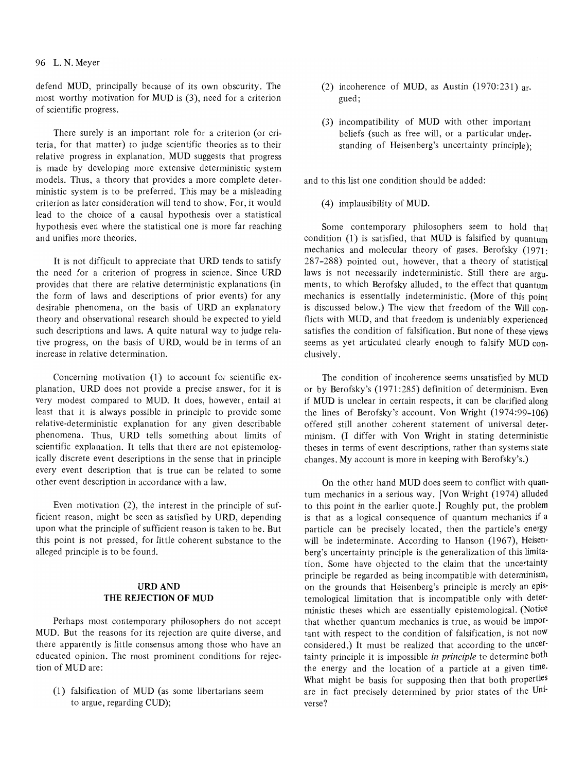defend MUD, principally because of its own obscurity. The most worthy motivation for MUD is (3), need for a criterion of scientific progress.

There surely is an important role for a criterion (or criteria, for that matter) to judge scientific theories as to their relative progress in explanation. MUD suggests that progress is made by developing more extensive deterministic system models. Thus, a theory that provides a more complete deterministic system is to be preferred. This may be a misleading criterion as later consideration will tend to show. For, it would lead to the choice of a causal hypothesis over a statistical hypothesis even where the statistical one is more far reaching and unifies more theories.

It is not difficult to appreciate that URD tends to satisfy the need for a criterion of progress in science. Since URD provides that there are relative deterministic explanations (in the form of laws and descriptions of prior events) for any desirable phenomena, on the basis of URD an explanatory theory and observational research should be expected to yield such descriptions and laws. A quite natural way to judge relative progress, on the basis of URD, would be in terms of an increase in relative determination.

Concerning motivation (1) to account for scientific explanation, URD does not provide a precise answer, for it is very modest compared to MUD. It does, however, entail at least that it is always possible in principle to provide some relative-deterministic explanation for any given describable phenomena. Thus, URD tells something about limits of scientific explanation. It tells that there are not epistemologically discrete event descriptions in the sense that in principle every event description that is true can be related to some other event description in accordance with a law.

Even motivation (2), the interest in the principle of sufficient reason, might be seen as satisfied by URD, depending upon what the principle of sufficient reason is taken to be. But this point is not pressed, for little coherent substance to the alleged principle is to be found.

## URD AND THE REJECTION OF MUD

Perhaps most contemporary philosophers do not accept MUD. But the reasons for its rejection are quite diverse, and there apparently is little consensus among those who have an educated opinion. The most prominent conditions for rejection of MUD are:

(1) falsification of MUD (as some libertarians seem to argue, regarding CUD);

(2) incoherence of MUD, as Austin (1970:231) argued;

(3) incompatibility of MUD with other important beliefs (such as free will, or a particular understanding of Heisenberg's uncertainty principle);

and to this list one condition should be added:

(4) implausibility of MUD.

Some contemporary philosophers seem to hold that condition (1) is satisfied, that MUD is falsified by quantum mechanics and molecular theory of gases. Berofsky (1971: 287–288) pointed out, however, that a theory of statistical laws is not necessarily indeterministic. Still there are arguments, to which Berofsky alluded, to the effect that quantum mechanics is essentially indeterministic. (More of this point is discussed below.) The view that freedom of the Will conflicts with MUD, and that freedom is undeniably experienced satisfies the condition of falsification. But none of these views seems as yet articulated clearly enough to falsify MUD conclusively.

The condition of incoherence seems unsatisfied by MUD or by Berofsky's (1971:285) definition of determinism. Even if MUD is unclear in certain respects, it can be clarified along the lines of Berofsky's account. Von Wright (1974:99–106) offered still another coherent statement of universal determinism. (I differ with Von Wright in stating deterministic theses in terms of event descriptions, rather than systems state changes. My account is more in keeping with Berofsky's.)

On the other hand MUD does seem to conflict with quantum mechanics in a serious way. [Von Wright (1974) alluded to this point in the earlier quote.] Roughly put, the problem is that as a logical consequence of quantum mechanics if a particle can be precisely located, then the particle's energy will be indeterminate. According to Hanson (1967), Heisenberg's uncertainty principle is the generalization of this limitation. Some have objected to the claim that the uncertainty principle be regarded as being incompatible with determinism, on the grounds that Heisenberg's principle is merely an epistemological limitation that is incompatible only with deterministic theses which are essentially epistemological. (Notice that whether quantum mechanics is true, as would be important with respect to the condition of falsification, is not now considered.) It must be realized that according to the uncertainty principle it is impossible *in principle* to determine both the energy and the location of a particle at a given time. What might be basis for supposing then that both properties are in fact precisely determined by prior states of the Universe?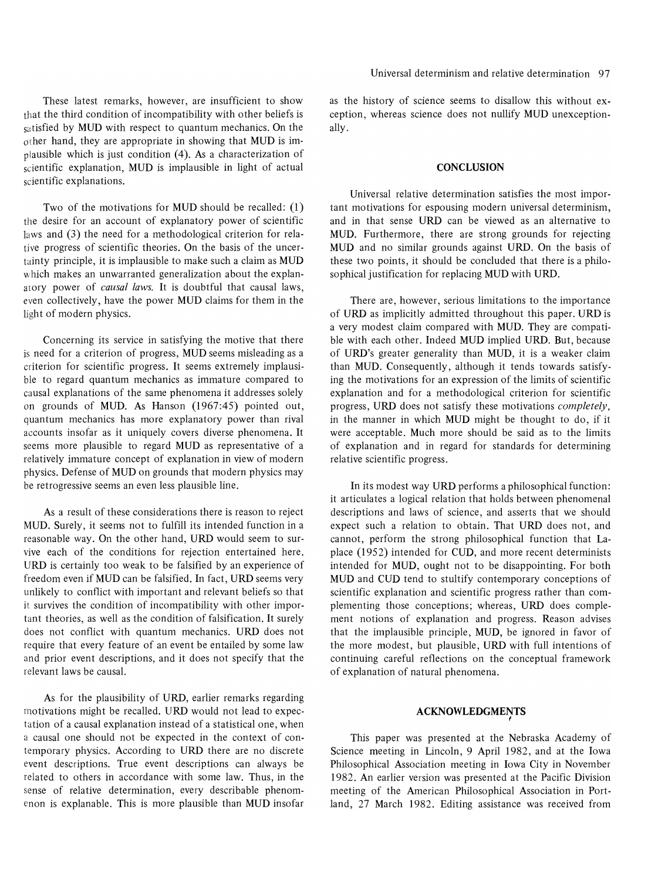These latest remarks, however, are insufficient to show that the third condition of incompatibility with other beliefs is satisfied by MUD with respect to quantum mechanics. On the other hand, they are appropriate in showing that MUD is implausible which is just condition (4). As a characterization of scientific explanation, MUD is implausible in light of actual scientific explanations.

Two of the motivations for MUD should be recalled: (1) the desire for an account of explanatory power of scientific laws and (3) the need for a methodological criterion for relative progress of scientific theories. On the basis of the uncertainty principle, it is implausible to make such a claim as MUD which makes an unwarranted generalization about the explanatory power of *causal laws*. It is doubtful that causal laws, even collectively, have the power MUD claims for them in the light of modern physics.

Concerning its service in satisfying the motive that there is need for a criterion of progress, MUD seems misleading as a criterion for scientific progress. It seems extremely implausible to regard quantum mechanics as immature compared to causal explanations of the same phenomena it addresses solely on grounds of MUD. As Hanson (1967:45) pointed out, quantum mechanics has more explanatory power than rival accounts insofar as it uniquely covers diverse phenomena. It seems more plausible to regard MUD as representative of a relatively immature concept of explanation in view of modern physics. Defense of MUD on grounds that modern physics may be retrogressive seems an even less plausible line.

As a result of these considerations there is reason to reject MUD. Surely, it seems not to fulfill its intended function in a reasonable way. On the other hand, URD would seem to survive each of the conditions for rejection entertained here. URD is certainly too weak to be falsified by an experience of freedom even if MUD can be falsified. In fact, URD seems very unlikely to conflict with important and relevant beliefs so that it survives the condition of incompatibility with other important theories, as well as the condition of falsification. It surely does not conflict with quantum mechanics. URD does not require that every feature of an event be entailed by some law and prior event descriptions, and it does not specify that the relevant laws be causal.

As for the plausibility of URD, earlier remarks regarding motivations might be recalled. URD would not lead to expectation of a causal explanation instead of a statistical one, when a causal one should not be expected in the context of contemporary physics. According to URD there are no discrete event descriptions. True event descriptions can always be related to others in accordance with some law. Thus, in the sense of relative determination, every describable phenomenon is explanable. This is more plausible than MUD insofar as the history of science seems to disallow this without exception, whereas science does not nullify MUD unexceptionally.

## CONCLUSION

Universal relative determination satisfies the most important motivations for espousing modern universal determinism, and in that sense URD can be viewed as an alternative to MUD. Furthermore, there are strong grounds for rejecting MUD and no similar grounds against URD. On the basis of these two points, it should be concluded that there is a philosophical justification for replacing MUD with URD.

There are, however, serious limitations to the importance of URD as implicitly admitted throughout this paper. URD is a very modest claim compared with MUD. They are compatible with each other. Indeed MUD implied URD. But, because of URD's greater generality than MUD, it is a weaker claim than MUD. Consequently, although it tends towards satisfying the motivations for an expression of the limits of scientific explanation and for a methodological criterion for scientific progress, URD does not satisfy these motivations *completely*, in the manner in which MUD might be thought to do, if it were acceptable. Much more should be said as to the limits of explanation and in regard for standards for determining relative scientific progress.

In its modest way URD performs a philosophical function: it articulates a logical relation that holds between phenomenal descriptions and laws of science, and asserts that we should expect such a relation to obtain. That URD does not, and cannot, perform the strong philosophical function that Laplace (1952) intended for CUD, and more recent determinists intended for MUD, ought not to be disappointing. For both MUD and CUD tend to stultify contemporary conceptions of scientific explanation and scientific progress rather than complementing those conceptions; whereas, URD does complement notions of explanation and progress. Reason advises that the implausible principle, MUD, be ignored in favor of the more modest, but plausible, URD with full intentions of continuing careful reflections on the conceptual framework of explanation of natural phenomena.

## ACKNOWLEDGMENTS

This paper was presented at the Nebraska Academy of Science meeting in Lincoln, 9 April 1982, and at the Iowa Philosophical Association meeting in Iowa City in November 1982. An earlier version was presented at the Pacific Division meeting of the American Philosophical Association in Portland, 27 March 1982. Editing assistance was received from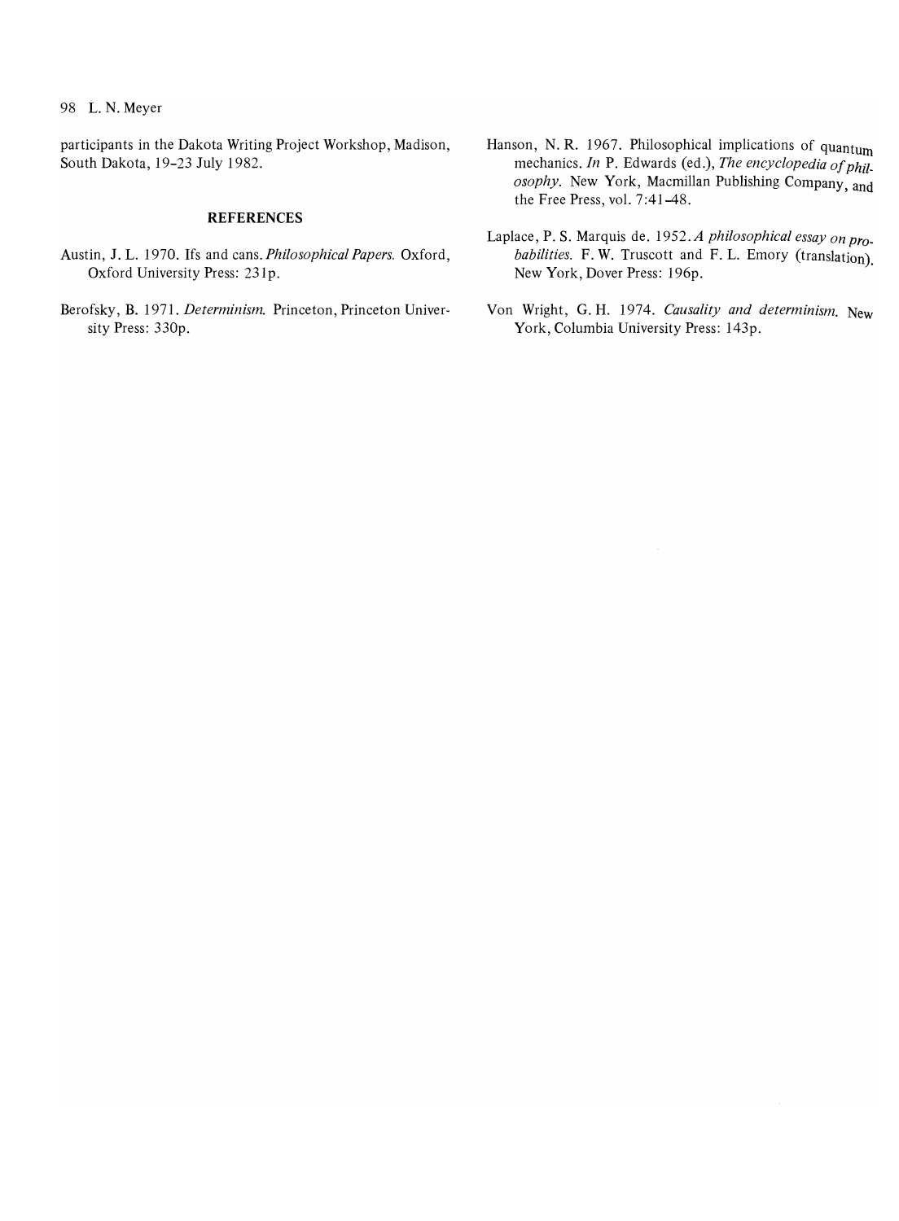participants in the Dakota Writing Project Workshop, Madison, South Dakota, 19-23 July 1982.

## REFERENCES

Austin, J. L. 1970. Ifs and cans. *Philosophical Papers.* Oxford, Oxford University Press: 231p.

Berofsky, B. 1971. *Determinism.* Princeton, Princeton University Press: 330p.

Hanson, N. R. 1967. Philosophical implications of quantum mechanics. *In* P. Edwards (ed.), *The encyclopedia of philosophy.* New York, Macmillan Publishing Company, and the Free Press, vol. 7:41-48.

Laplace, P. S. Marquis de. 1952. *A philosophical essay on probabilities.* F. W. Truscott and F. L. Emory (translation). New York, Dover Press: 196p.

Von Wright, G. H. 1974. *Causality and determinism.* New York, Columbia University Press: 143p.